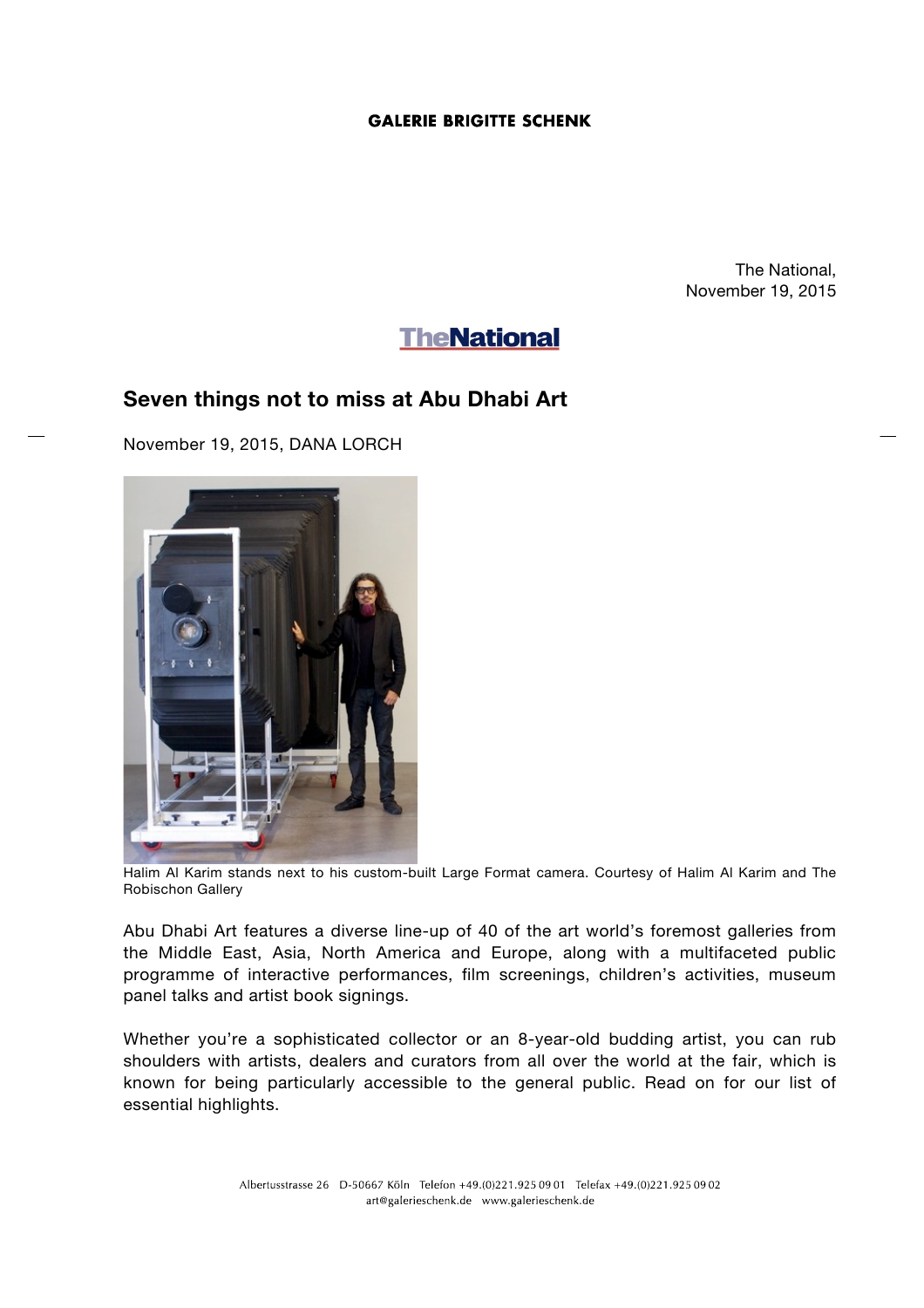**GALERIE BRIGITTE SCHENK**

The National,
November 19, 2015

**TheNational**

## Seven things not to miss at Abu Dhabi Art

November 19, 2015, DANA LORCH

Halim Al Karim stands next to his custom-built Large Format camera. Courtesy of Halim Al Karim and The Robischon Gallery

Abu Dhabi Art features a diverse line-up of 40 of the art world's foremost galleries from the Middle East, Asia, North America and Europe, along with a multifaceted public programme of interactive performances, film screenings, children's activities, museum panel talks and artist book signings.

Whether you're a sophisticated collector or an 8-year-old budding artist, you can rub shoulders with artists, dealers and curators from all over the world at the fair, which is known for being particularly accessible to the general public. Read on for our list of essential highlights.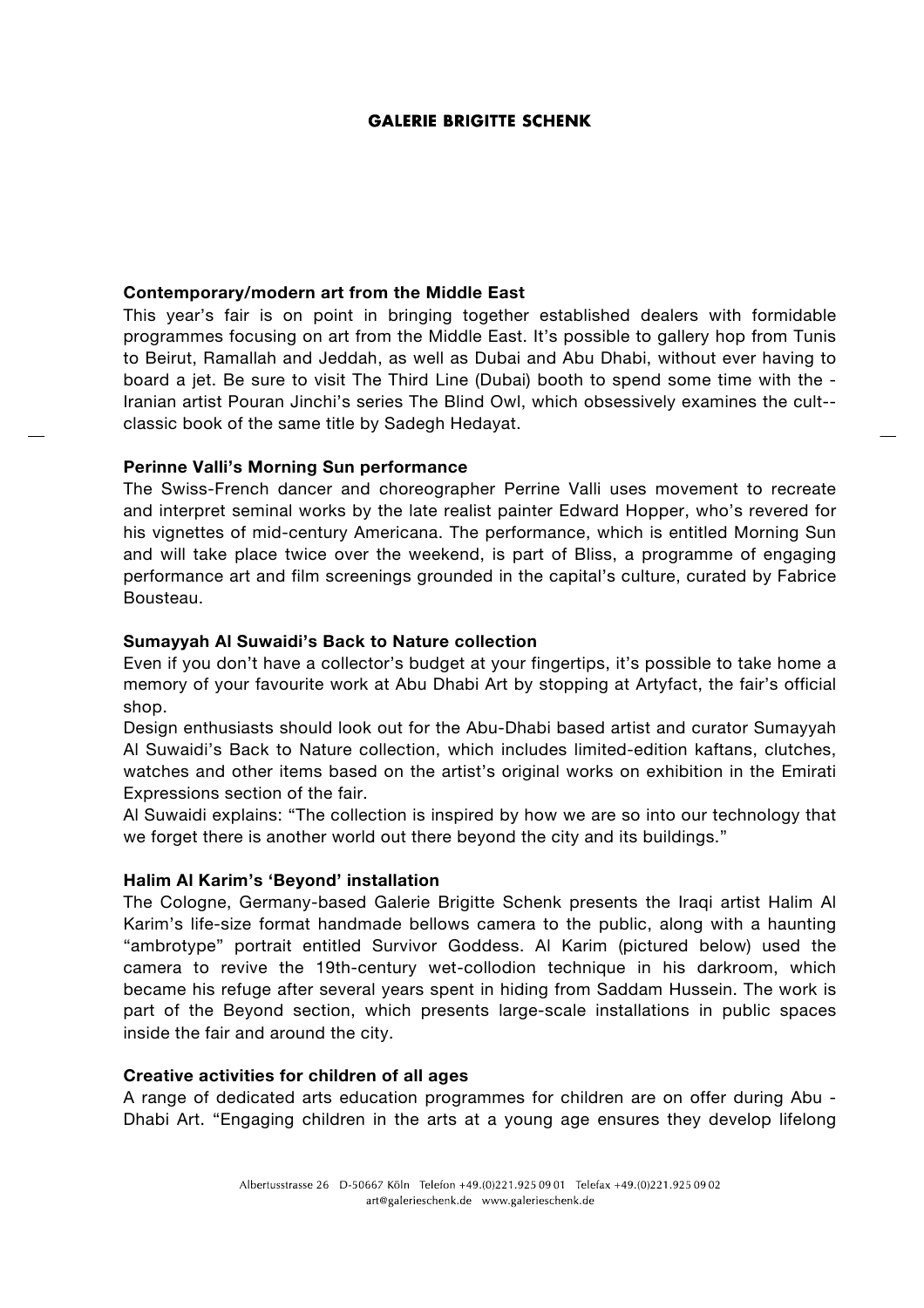### Contemporary/modern art from the Middle East

This year's fair is on point in bringing together established dealers with formidable programmes focusing on art from the Middle East. It's possible to gallery hop from Tunis to Beirut, Ramallah and Jeddah, as well as Dubai and Abu Dhabi, without ever having to board a jet. Be sure to visit The Third Line (Dubai) booth to spend some time with the - Iranian artist Pouran Jinchi's series The Blind Owl, which obsessively examines the cult-- classic book of the same title by Sadegh Hedayat.

### Perinne Valli's Morning Sun performance

The Swiss-French dancer and choreographer Perrine Valli uses movement to recreate and interpret seminal works by the late realist painter Edward Hopper, who's revered for his vignettes of mid-century Americana. The performance, which is entitled Morning Sun and will take place twice over the weekend, is part of Bliss, a programme of engaging performance art and film screenings grounded in the capital's culture, curated by Fabrice Bousteau.

### Sumayyah Al Suwaidi's Back to Nature collection

Even if you don't have a collector's budget at your fingertips, it's possible to take home a memory of your favourite work at Abu Dhabi Art by stopping at Artyfact, the fair's official shop.

Design enthusiasts should look out for the Abu-Dhabi based artist and curator Sumayyah Al Suwaidi's Back to Nature collection, which includes limited-edition kaftans, clutches, watches and other items based on the artist's original works on exhibition in the Emirati Expressions section of the fair.

Al Suwaidi explains: "The collection is inspired by how we are so into our technology that we forget there is another world out there beyond the city and its buildings."

### Halim Al Karim's 'Beyond' installation

The Cologne, Germany-based Galerie Brigitte Schenk presents the Iraqi artist Halim Al Karim's life-size format handmade bellows camera to the public, along with a haunting "ambrotype" portrait entitled Survivor Goddess. Al Karim (pictured below) used the camera to revive the 19th-century wet-collodion technique in his darkroom, which became his refuge after several years spent in hiding from Saddam Hussein. The work is part of the Beyond section, which presents large-scale installations in public spaces inside the fair and around the city.

### Creative activities for children of all ages

A range of dedicated arts education programmes for children are on offer during Abu - Dhabi Art. "Engaging children in the arts at a young age ensures they develop lifelong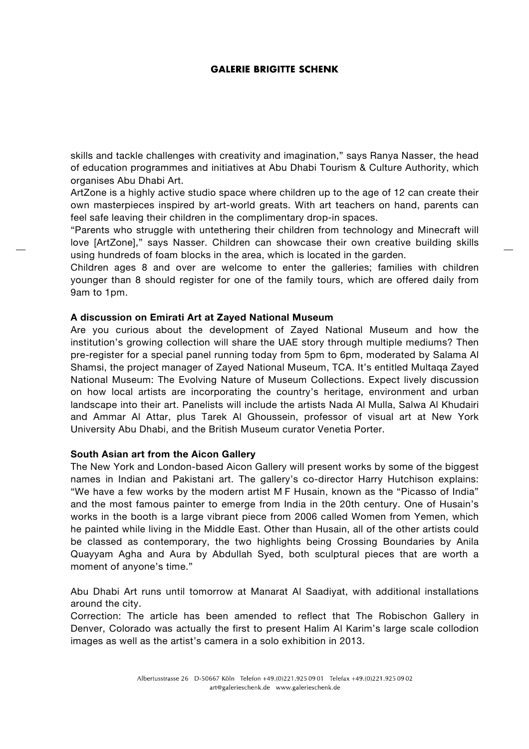skills and tackle challenges with creativity and imagination," says Ranya Nasser, the head of education programmes and initiatives at Abu Dhabi Tourism & Culture Authority, which organises Abu Dhabi Art.

ArtZone is a highly active studio space where children up to the age of 12 can create their own masterpieces inspired by art-world greats. With art teachers on hand, parents can feel safe leaving their children in the complimentary drop-in spaces.

"Parents who struggle with untethering their children from technology and Minecraft will love [ArtZone]," says Nasser. Children can showcase their own creative building skills using hundreds of foam blocks in the area, which is located in the garden.

Children ages 8 and over are welcome to enter the galleries; families with children younger than 8 should register for one of the family tours, which are offered daily from 9am to 1pm.

**A discussion on Emirati Art at Zayed National Museum**

Are you curious about the development of Zayed National Museum and how the institution's growing collection will share the UAE story through multiple mediums? Then pre-register for a special panel running today from 5pm to 6pm, moderated by Salama Al Shamsi, the project manager of Zayed National Museum, TCA. It's entitled Multaqa Zayed National Museum: The Evolving Nature of Museum Collections. Expect lively discussion on how local artists are incorporating the country's heritage, environment and urban landscape into their art. Panelists will include the artists Nada Al Mulla, Salwa Al Khudairi and Ammar Al Attar, plus Tarek Al Ghoussein, professor of visual art at New York University Abu Dhabi, and the British Museum curator Venetia Porter.

**South Asian art from the Aicon Gallery**

The New York and London-based Aicon Gallery will present works by some of the biggest names in Indian and Pakistani art. The gallery's co-director Harry Hutchison explains: "We have a few works by the modern artist M F Husain, known as the "Picasso of India" and the most famous painter to emerge from India in the 20th century. One of Husain's works in the booth is a large vibrant piece from 2006 called Women from Yemen, which he painted while living in the Middle East. Other than Husain, all of the other artists could be classed as contemporary, the two highlights being Crossing Boundaries by Anila Quayyam Agha and Aura by Abdullah Syed, both sculptural pieces that are worth a moment of anyone's time."

Abu Dhabi Art runs until tomorrow at Manarat Al Saadiyat, with additional installations around the city.

Correction: The article has been amended to reflect that The Robischon Gallery in Denver, Colorado was actually the first to present Halim Al Karim's large scale collodion images as well as the artist's camera in a solo exhibition in 2013.